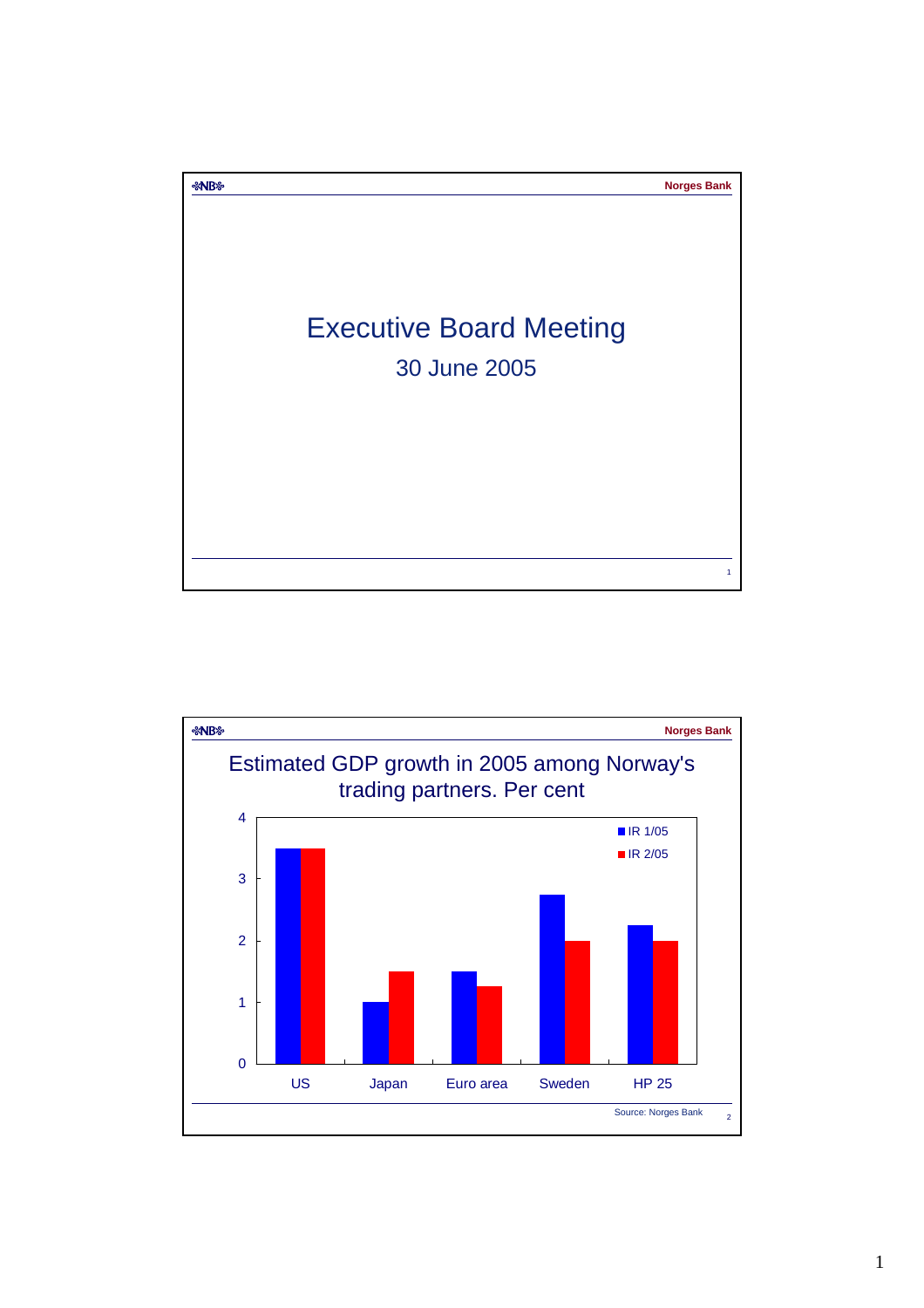# Executive Board Meeting

30 June 2005

## Estimated GDP growth in 2005 among Norway's trading partners. Per cent

| | IR 1/05 | IR 2/05 |
|---|---|---|
| US | 3.5 | 3.5 |
| Japan | 1 | 1.5 |
| Euro area | 1.5 | 1.25 |
| Sweden | 2.75 | 2 |
| HP 25 | 2.25 | 2 |

Source: Norges Bank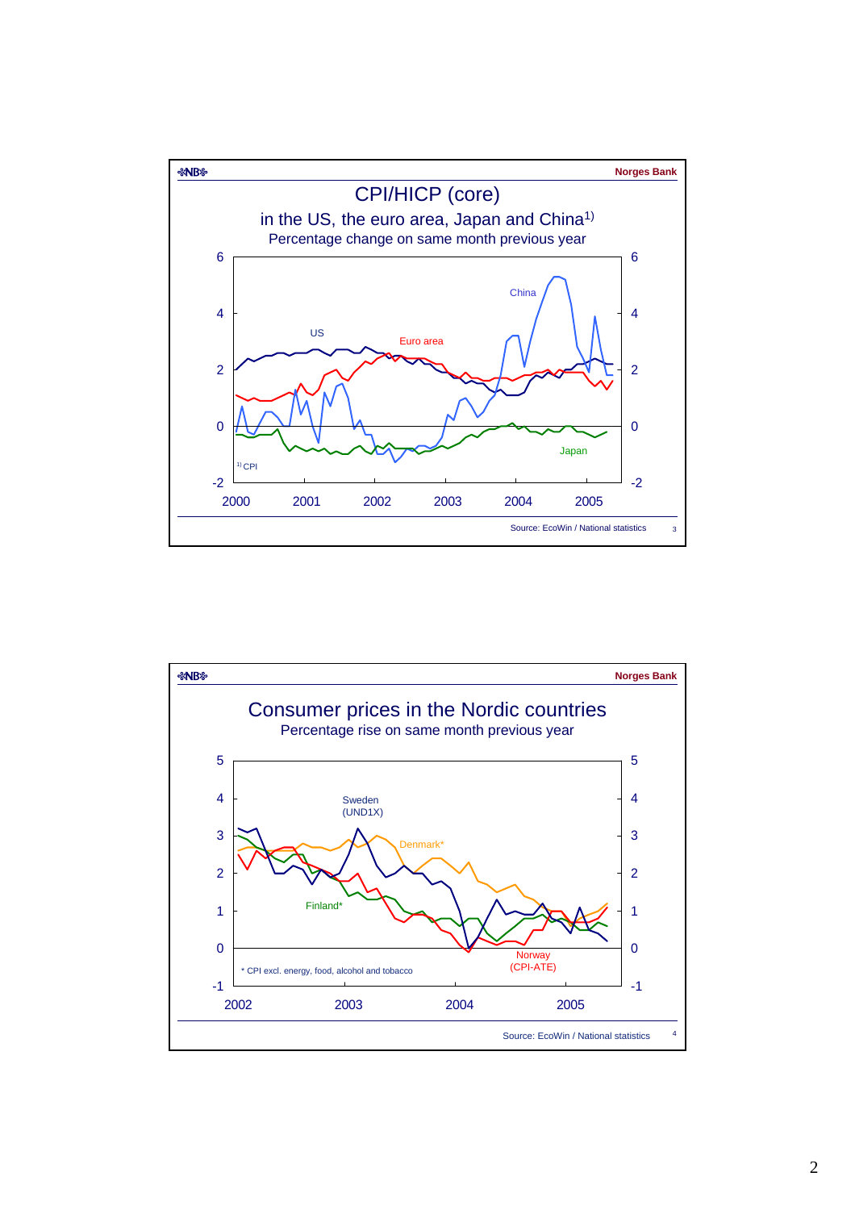Norges Bank

# CPI/HICP (core)

in the US, the euro area, Japan and China[1)]

Percentage change on same month previous year

US, Euro area, China, Japan

[1)] CPI

Source: EcoWin / National statistics

Norges Bank

# Consumer prices in the Nordic countries

Percentage rise on same month previous year

Sweden (UND1X), Denmark*, Finland*, Norway (CPI-ATE)

* CPI excl. energy, food, alcohol and tobacco

Source: EcoWin / National statistics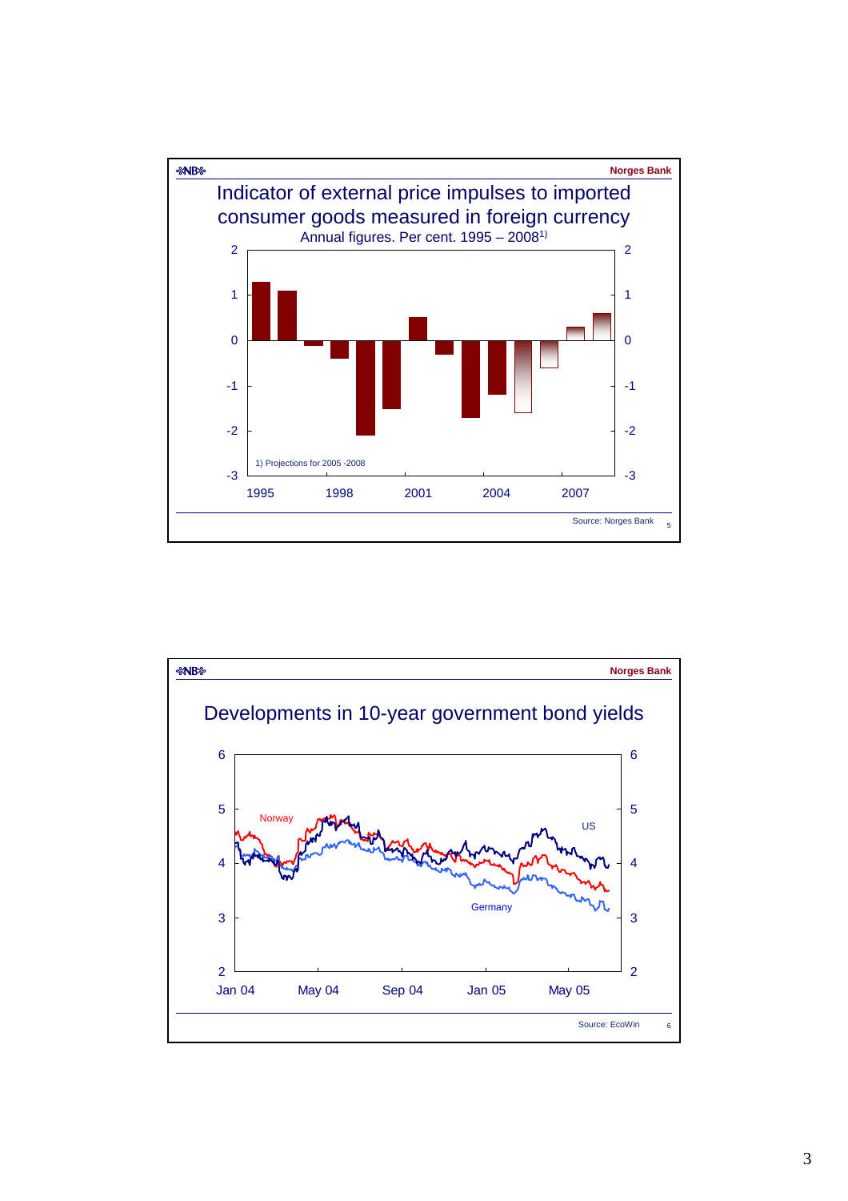Norges Bank

## Indicator of external price impulses to imported consumer goods measured in foreign currency

Annual figures. Per cent. 1995 – 2008[1]

1) Projections for 2005 -2008

Source: Norges Bank

Norges Bank

## Developments in 10-year government bond yields

Norway

US

Germany

Source: EcoWin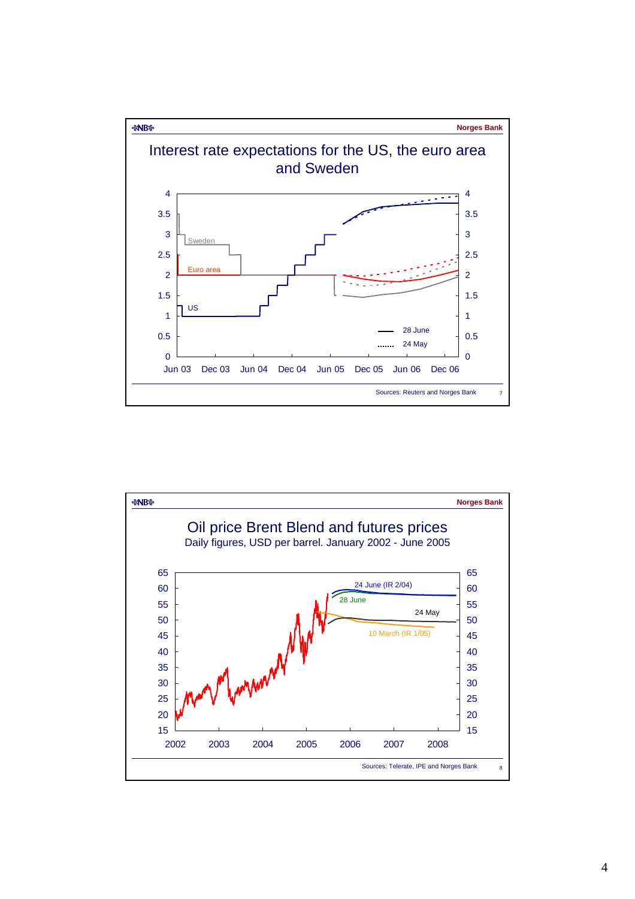## Interest rate expectations for the US, the euro area and Sweden

Sources: Reuters and Norges Bank

## Oil price Brent Blend and futures prices

Daily figures, USD per barrel. January 2002 - June 2005

Sources: Telerate, IPE and Norges Bank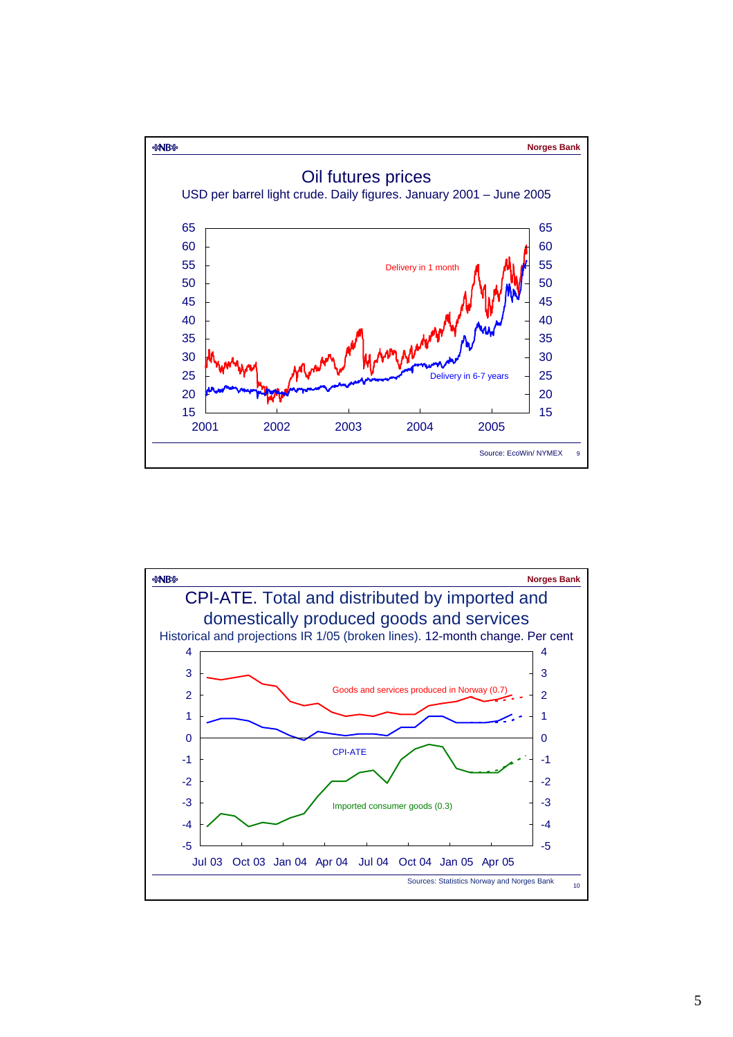Norges Bank

## Oil futures prices

USD per barrel light crude. Daily figures. January 2001 – June 2005

Delivery in 1 month

Delivery in 6-7 years

Source: EcoWin/ NYMEX

Norges Bank

## CPI-ATE. Total and distributed by imported and domestically produced goods and services

Historical and projections IR 1/05 (broken lines). 12-month change. Per cent

Goods and services produced in Norway (0.7)

CPI-ATE

Imported consumer goods (0.3)

Sources: Statistics Norway and Norges Bank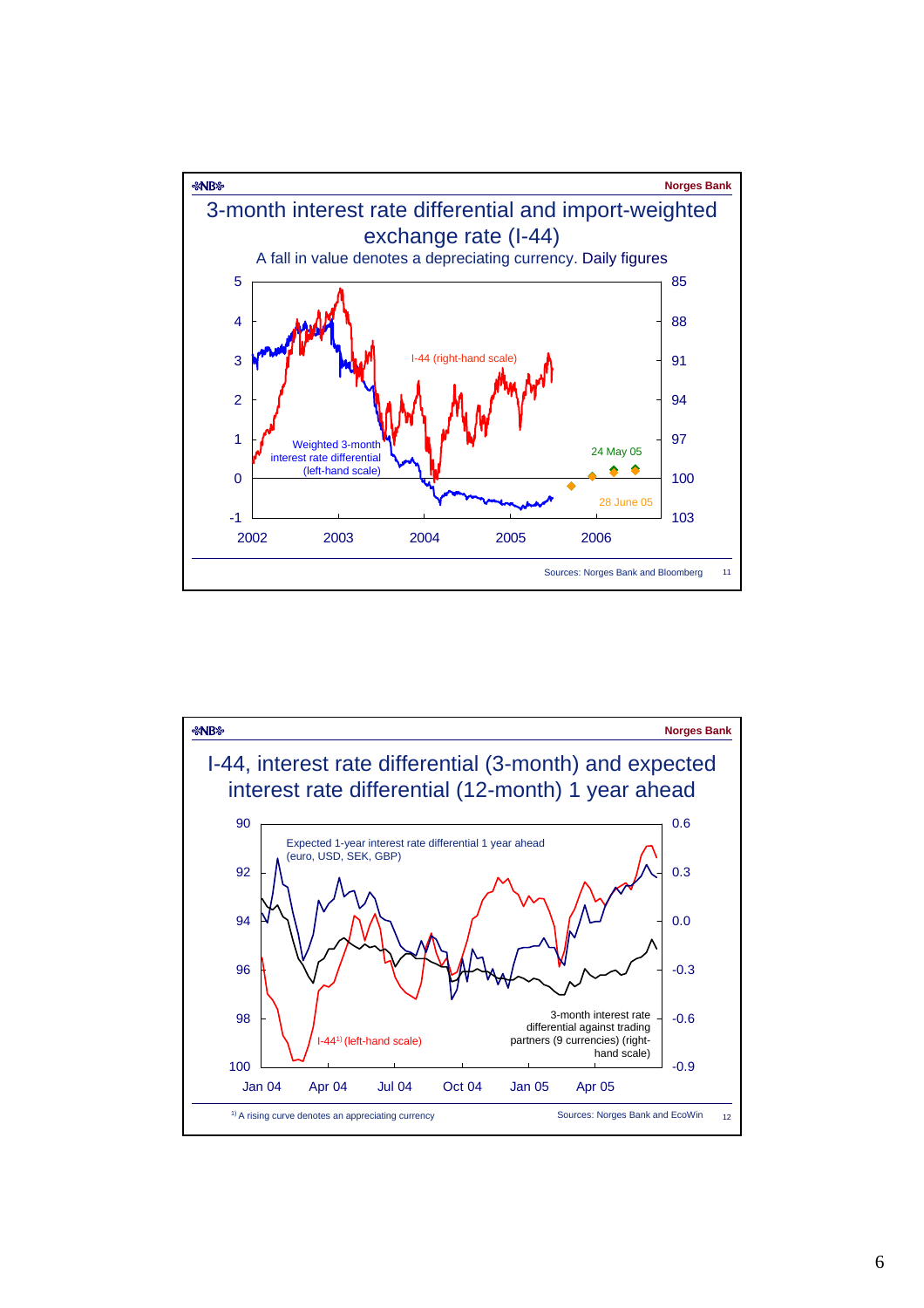Norges Bank

## 3-month interest rate differential and import-weighted exchange rate (I-44)

A fall in value denotes a depreciating currency. Daily figures

I-44 (right-hand scale)

Weighted 3-month interest rate differential (left-hand scale)

24 May 05

28 June 05

Sources: Norges Bank and Bloomberg

Norges Bank

## I-44, interest rate differential (3-month) and expected interest rate differential (12-month) 1 year ahead

Expected 1-year interest rate differential 1 year ahead (euro, USD, SEK, GBP)

I-44[1] (left-hand scale)

3-month interest rate differential against trading partners (9 currencies) (right-hand scale)

[1] A rising curve denotes an appreciating currency

Sources: Norges Bank and EcoWin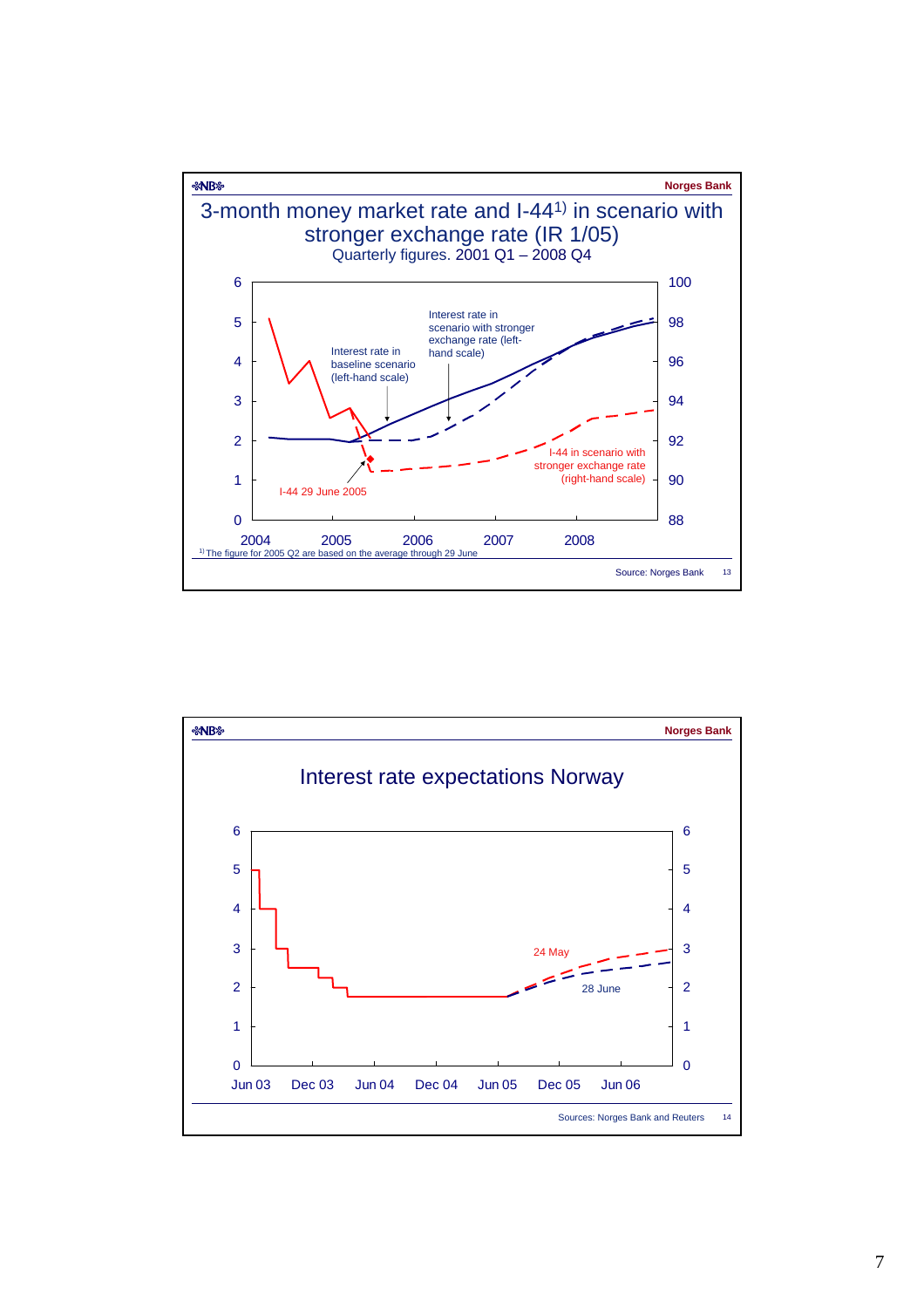## 3-month money market rate and I-44[1)] in scenario with stronger exchange rate (IR 1/05)

Quarterly figures. 2001 Q1 – 2008 Q4

Interest rate in baseline scenario (left-hand scale)

Interest rate in scenario with stronger exchange rate (left-hand scale)

I-44 29 June 2005

I-44 in scenario with stronger exchange rate (right-hand scale)

[1)] The figure for 2005 Q2 are based on the average through 29 June

Source: Norges Bank

## Interest rate expectations Norway

24 May

28 June

Sources: Norges Bank and Reuters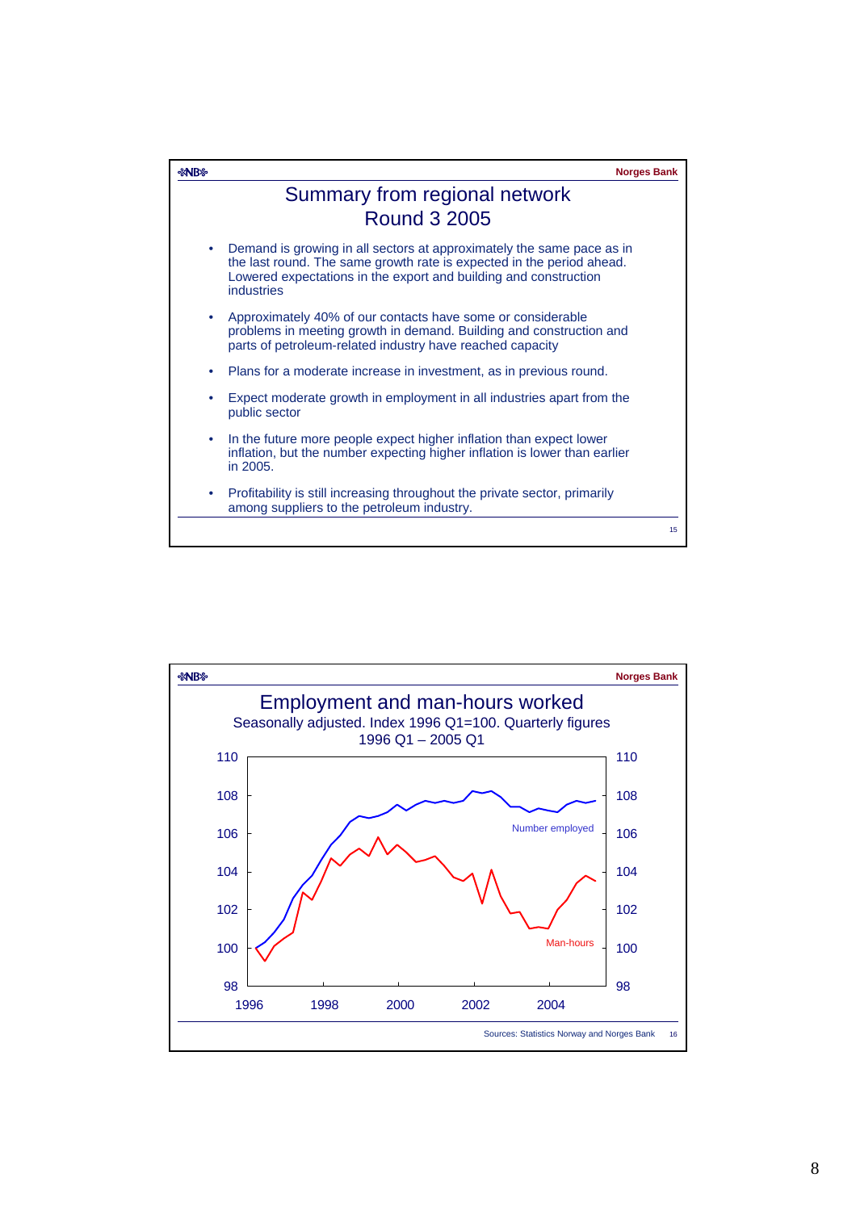## Summary from regional network Round 3 2005

- Demand is growing in all sectors at approximately the same pace as in the last round. The same growth rate is expected in the period ahead. Lowered expectations in the export and building and construction industries
- Approximately 40% of our contacts have some or considerable problems in meeting growth in demand. Building and construction and parts of petroleum-related industry have reached capacity
- Plans for a moderate increase in investment, as in previous round.
- Expect moderate growth in employment in all industries apart from the public sector
- In the future more people expect higher inflation than expect lower inflation, but the number expecting higher inflation is lower than earlier in 2005.
- Profitability is still increasing throughout the private sector, primarily among suppliers to the petroleum industry.

## Employment and man-hours worked

Seasonally adjusted. Index 1996 Q1=100. Quarterly figures 1996 Q1 – 2005 Q1

Number employed

Man-hours

Sources: Statistics Norway and Norges Bank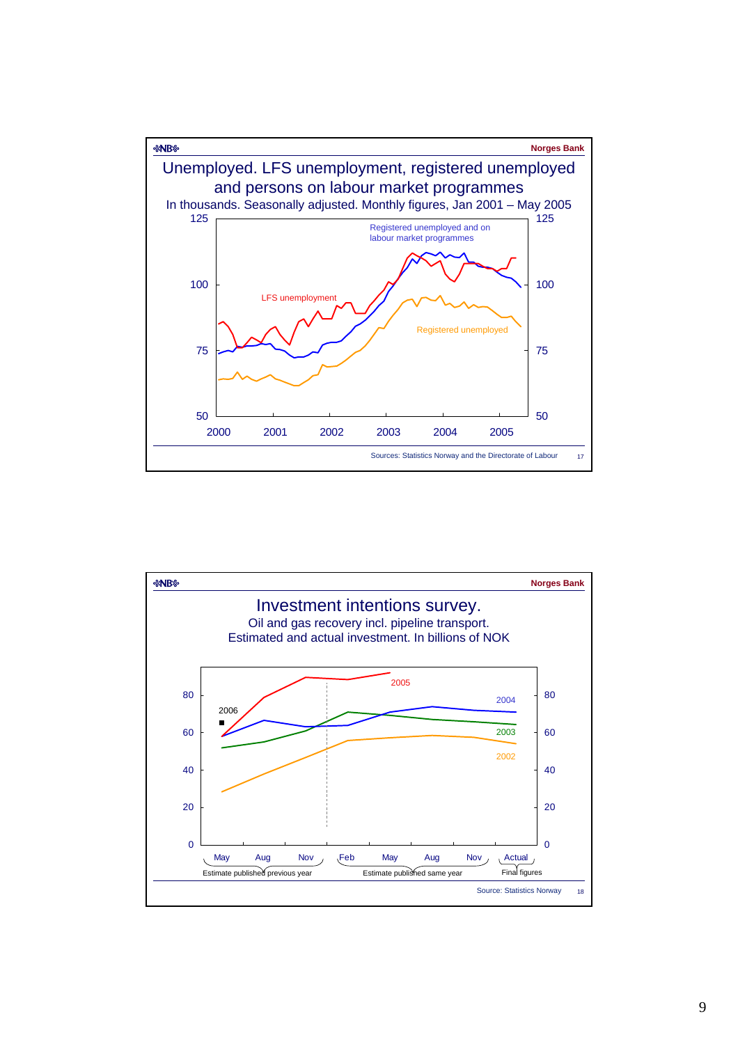Norges Bank

# Unemployed. LFS unemployment, registered unemployed and persons on labour market programmes

In thousands. Seasonally adjusted. Monthly figures, Jan 2001 – May 2005

Registered unemployed and on labour market programmes

LFS unemployment

Registered unemployed

Sources: Statistics Norway and the Directorate of Labour

17

Norges Bank

# Investment intentions survey.

Oil and gas recovery incl. pipeline transport.
Estimated and actual investment. In billions of NOK

2005

2004

2003

2002

2006

May Aug Nov — Estimate published previous year

Feb May Aug Nov — Estimate published same year

Actual — Final figures

Source: Statistics Norway

18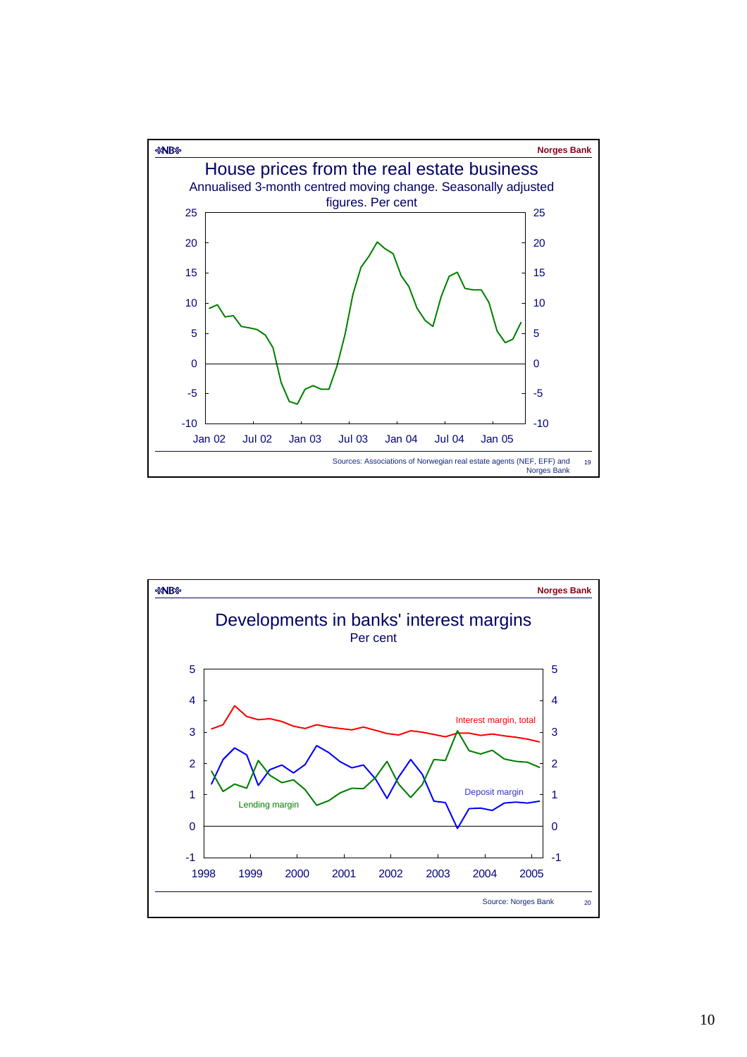Norges Bank

# House prices from the real estate business

Annualised 3-month centred moving change. Seasonally adjusted figures. Per cent

Sources: Associations of Norwegian real estate agents (NEF, EFF) and Norges Bank

Norges Bank

# Developments in banks' interest margins

Per cent

Interest margin, total

Deposit margin

Lending margin

Source: Norges Bank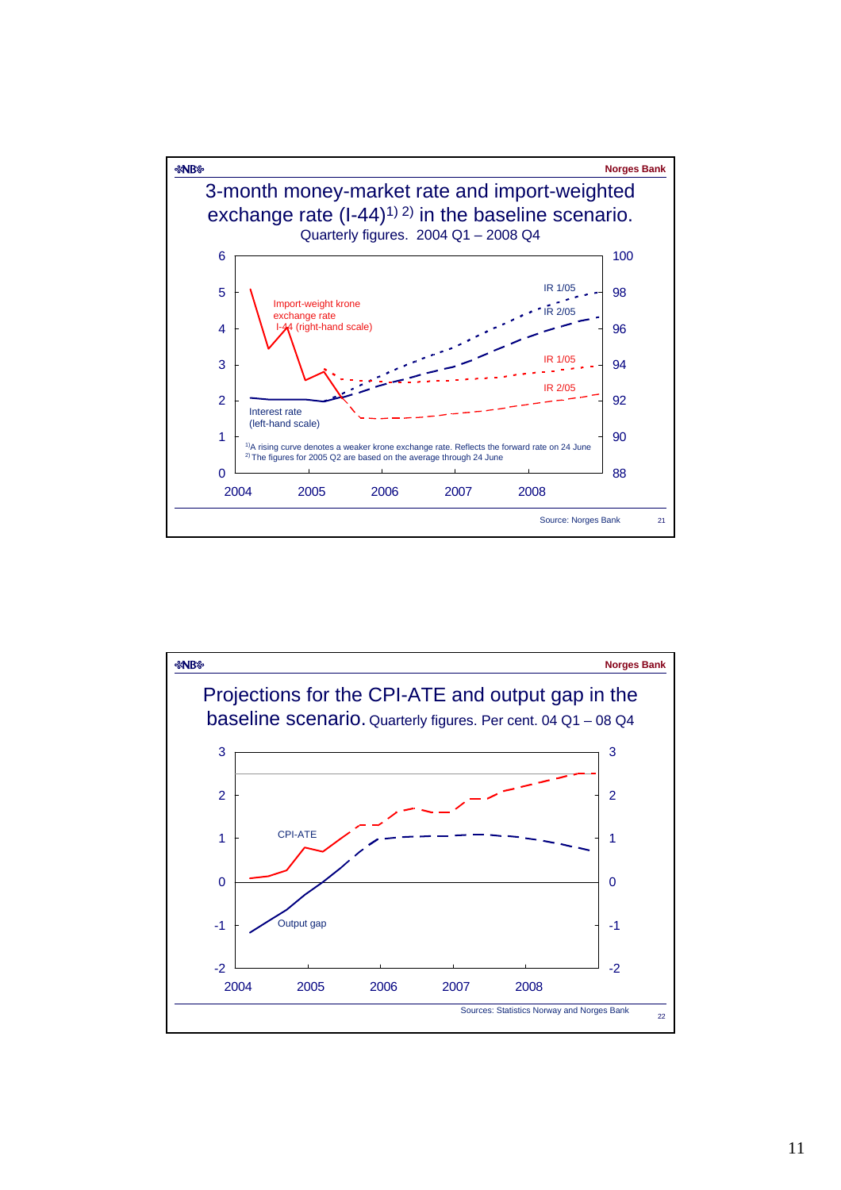Norges Bank

## 3-month money-market rate and import-weighted exchange rate (I-44)[1) 2)] in the baseline scenario.

Quarterly figures. 2004 Q1 – 2008 Q4

6
5
4
3
2
1
0

100
98
96
94
92
90
88

Import-weight krone exchange rate I-44 (right-hand scale)

IR 1/05
IR 2/05
IR 1/05
IR 2/05

Interest rate (left-hand scale)

1) A rising curve denotes a weaker krone exchange rate. Reflects the forward rate on 24 June
2) The figures for 2005 Q2 are based on the average through 24 June

2004 2005 2006 2007 2008

Source: Norges Bank

Norges Bank

## Projections for the CPI-ATE and output gap in the baseline scenario.

Quarterly figures. Per cent. 04 Q1 – 08 Q4

3
2
1
0
-1
-2

CPI-ATE

Output gap

2004 2005 2006 2007 2008

Sources: Statistics Norway and Norges Bank